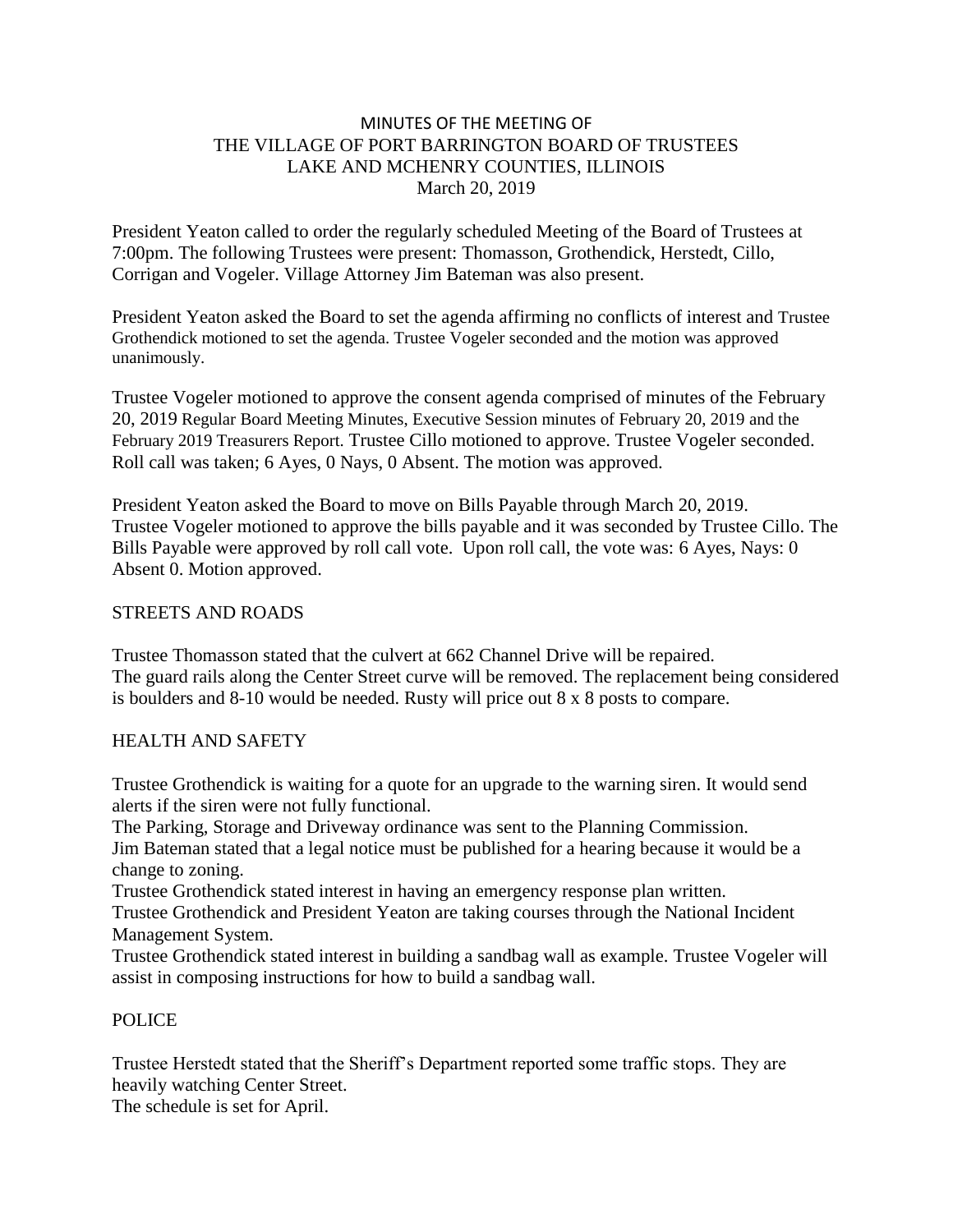# MINUTES OF THE MEETING OF
# THE VILLAGE OF PORT BARRINGTON BOARD OF TRUSTEES
## LAKE AND MCHENRY COUNTIES, ILLINOIS
### March 20, 2019

President Yeaton called to order the regularly scheduled Meeting of the Board of Trustees at 7:00pm. The following Trustees were present: Thomasson, Grothendick, Herstedt, Cillo, Corrigan and Vogeler. Village Attorney Jim Bateman was also present.

President Yeaton asked the Board to set the agenda affirming no conflicts of interest and Trustee Grothendick motioned to set the agenda. Trustee Vogeler seconded and the motion was approved unanimously.

Trustee Vogeler motioned to approve the consent agenda comprised of minutes of the February 20, 2019 Regular Board Meeting Minutes, Executive Session minutes of February 20, 2019 and the February 2019 Treasurers Report. Trustee Cillo motioned to approve. Trustee Vogeler seconded. Roll call was taken; 6 Ayes, 0 Nays, 0 Absent. The motion was approved.

President Yeaton asked the Board to move on Bills Payable through March 20, 2019. Trustee Vogeler motioned to approve the bills payable and it was seconded by Trustee Cillo. The Bills Payable were approved by roll call vote. Upon roll call, the vote was: 6 Ayes, Nays: 0 Absent 0. Motion approved.

## STREETS AND ROADS

Trustee Thomasson stated that the culvert at 662 Channel Drive will be repaired.
The guard rails along the Center Street curve will be removed. The replacement being considered is boulders and 8-10 would be needed. Rusty will price out 8 x 8 posts to compare.

## HEALTH AND SAFETY

Trustee Grothendick is waiting for a quote for an upgrade to the warning siren. It would send alerts if the siren were not fully functional.
The Parking, Storage and Driveway ordinance was sent to the Planning Commission.
Jim Bateman stated that a legal notice must be published for a hearing because it would be a change to zoning.
Trustee Grothendick stated interest in having an emergency response plan written.
Trustee Grothendick and President Yeaton are taking courses through the National Incident Management System.
Trustee Grothendick stated interest in building a sandbag wall as example. Trustee Vogeler will assist in composing instructions for how to build a sandbag wall.

## POLICE

Trustee Herstedt stated that the Sheriff's Department reported some traffic stops. They are heavily watching Center Street.
The schedule is set for April.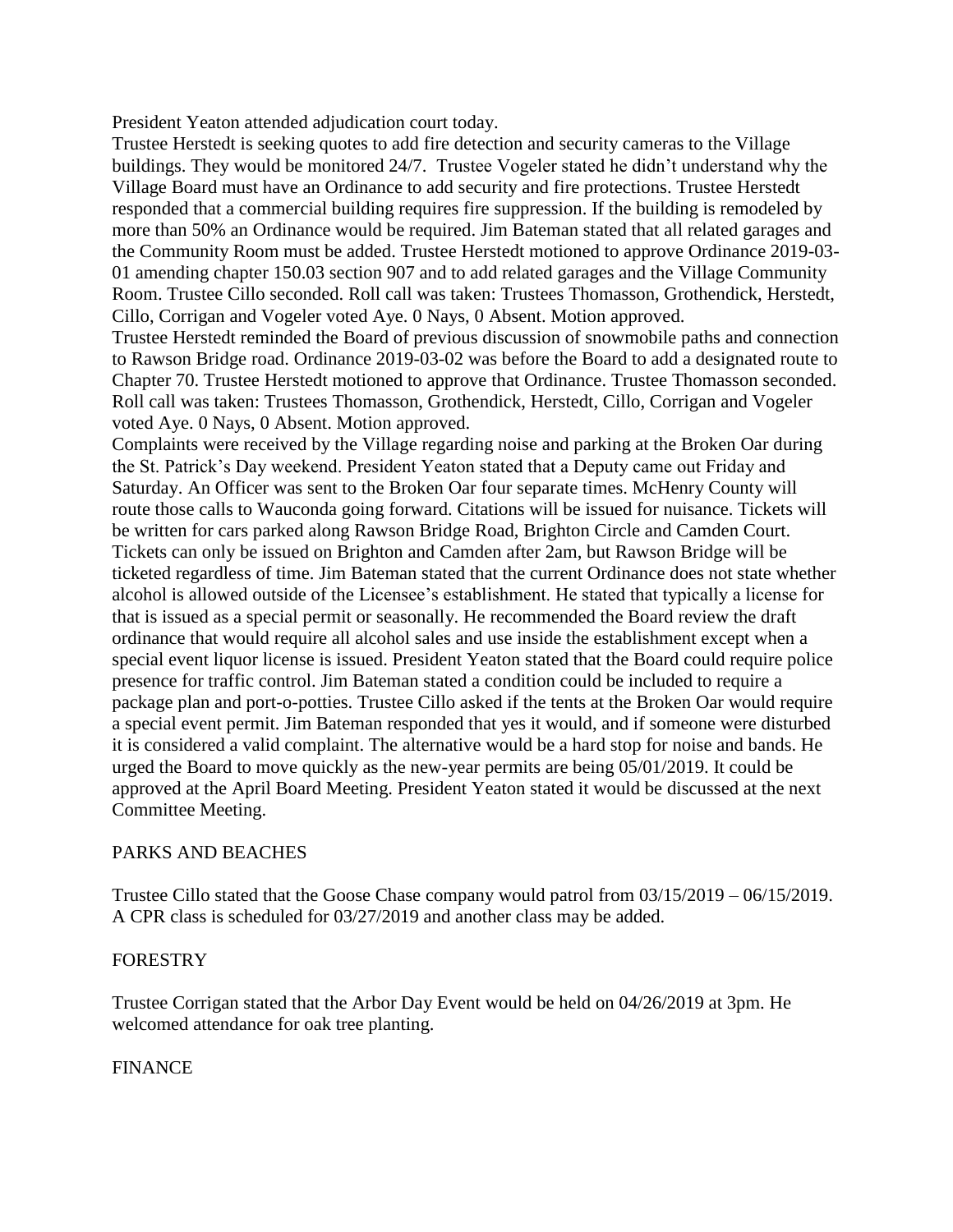President Yeaton attended adjudication court today.

Trustee Herstedt is seeking quotes to add fire detection and security cameras to the Village buildings. They would be monitored 24/7. Trustee Vogeler stated he didn't understand why the Village Board must have an Ordinance to add security and fire protections. Trustee Herstedt responded that a commercial building requires fire suppression. If the building is remodeled by more than 50% an Ordinance would be required. Jim Bateman stated that all related garages and the Community Room must be added. Trustee Herstedt motioned to approve Ordinance 2019-03-01 amending chapter 150.03 section 907 and to add related garages and the Village Community Room. Trustee Cillo seconded. Roll call was taken: Trustees Thomasson, Grothendick, Herstedt, Cillo, Corrigan and Vogeler voted Aye. 0 Nays, 0 Absent. Motion approved.

Trustee Herstedt reminded the Board of previous discussion of snowmobile paths and connection to Rawson Bridge road. Ordinance 2019-03-02 was before the Board to add a designated route to Chapter 70. Trustee Herstedt motioned to approve that Ordinance. Trustee Thomasson seconded. Roll call was taken: Trustees Thomasson, Grothendick, Herstedt, Cillo, Corrigan and Vogeler voted Aye. 0 Nays, 0 Absent. Motion approved.

Complaints were received by the Village regarding noise and parking at the Broken Oar during the St. Patrick's Day weekend. President Yeaton stated that a Deputy came out Friday and Saturday. An Officer was sent to the Broken Oar four separate times. McHenry County will route those calls to Wauconda going forward. Citations will be issued for nuisance. Tickets will be written for cars parked along Rawson Bridge Road, Brighton Circle and Camden Court. Tickets can only be issued on Brighton and Camden after 2am, but Rawson Bridge will be ticketed regardless of time. Jim Bateman stated that the current Ordinance does not state whether alcohol is allowed outside of the Licensee's establishment. He stated that typically a license for that is issued as a special permit or seasonally. He recommended the Board review the draft ordinance that would require all alcohol sales and use inside the establishment except when a special event liquor license is issued. President Yeaton stated that the Board could require police presence for traffic control. Jim Bateman stated a condition could be included to require a package plan and port-o-potties. Trustee Cillo asked if the tents at the Broken Oar would require a special event permit. Jim Bateman responded that yes it would, and if someone were disturbed it is considered a valid complaint. The alternative would be a hard stop for noise and bands. He urged the Board to move quickly as the new-year permits are being 05/01/2019. It could be approved at the April Board Meeting. President Yeaton stated it would be discussed at the next Committee Meeting.

## PARKS AND BEACHES

Trustee Cillo stated that the Goose Chase company would patrol from 03/15/2019 – 06/15/2019. A CPR class is scheduled for 03/27/2019 and another class may be added.

## FORESTRY

Trustee Corrigan stated that the Arbor Day Event would be held on 04/26/2019 at 3pm. He welcomed attendance for oak tree planting.

## FINANCE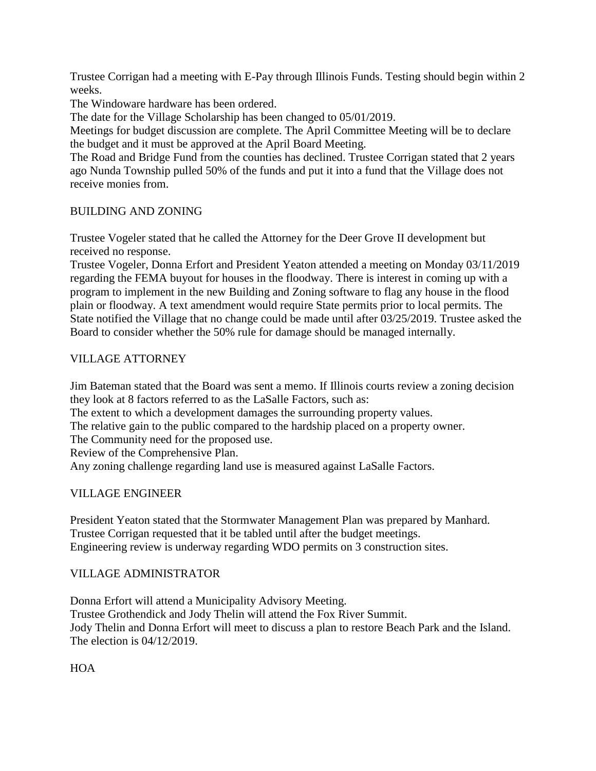Trustee Corrigan had a meeting with E-Pay through Illinois Funds. Testing should begin within 2 weeks.

The Windoware hardware has been ordered.

The date for the Village Scholarship has been changed to 05/01/2019.

Meetings for budget discussion are complete. The April Committee Meeting will be to declare the budget and it must be approved at the April Board Meeting.

The Road and Bridge Fund from the counties has declined. Trustee Corrigan stated that 2 years ago Nunda Township pulled 50% of the funds and put it into a fund that the Village does not receive monies from.

## BUILDING AND ZONING

Trustee Vogeler stated that he called the Attorney for the Deer Grove II development but received no response.

Trustee Vogeler, Donna Erfort and President Yeaton attended a meeting on Monday 03/11/2019 regarding the FEMA buyout for houses in the floodway. There is interest in coming up with a program to implement in the new Building and Zoning software to flag any house in the flood plain or floodway. A text amendment would require State permits prior to local permits. The State notified the Village that no change could be made until after 03/25/2019. Trustee asked the Board to consider whether the 50% rule for damage should be managed internally.

## VILLAGE ATTORNEY

Jim Bateman stated that the Board was sent a memo. If Illinois courts review a zoning decision they look at 8 factors referred to as the LaSalle Factors, such as:

The extent to which a development damages the surrounding property values.

The relative gain to the public compared to the hardship placed on a property owner.

The Community need for the proposed use.

Review of the Comprehensive Plan.

Any zoning challenge regarding land use is measured against LaSalle Factors.

## VILLAGE ENGINEER

President Yeaton stated that the Stormwater Management Plan was prepared by Manhard.

Trustee Corrigan requested that it be tabled until after the budget meetings.

Engineering review is underway regarding WDO permits on 3 construction sites.

## VILLAGE ADMINISTRATOR

Donna Erfort will attend a Municipality Advisory Meeting.

Trustee Grothendick and Jody Thelin will attend the Fox River Summit.

Jody Thelin and Donna Erfort will meet to discuss a plan to restore Beach Park and the Island.

The election is 04/12/2019.

## HOA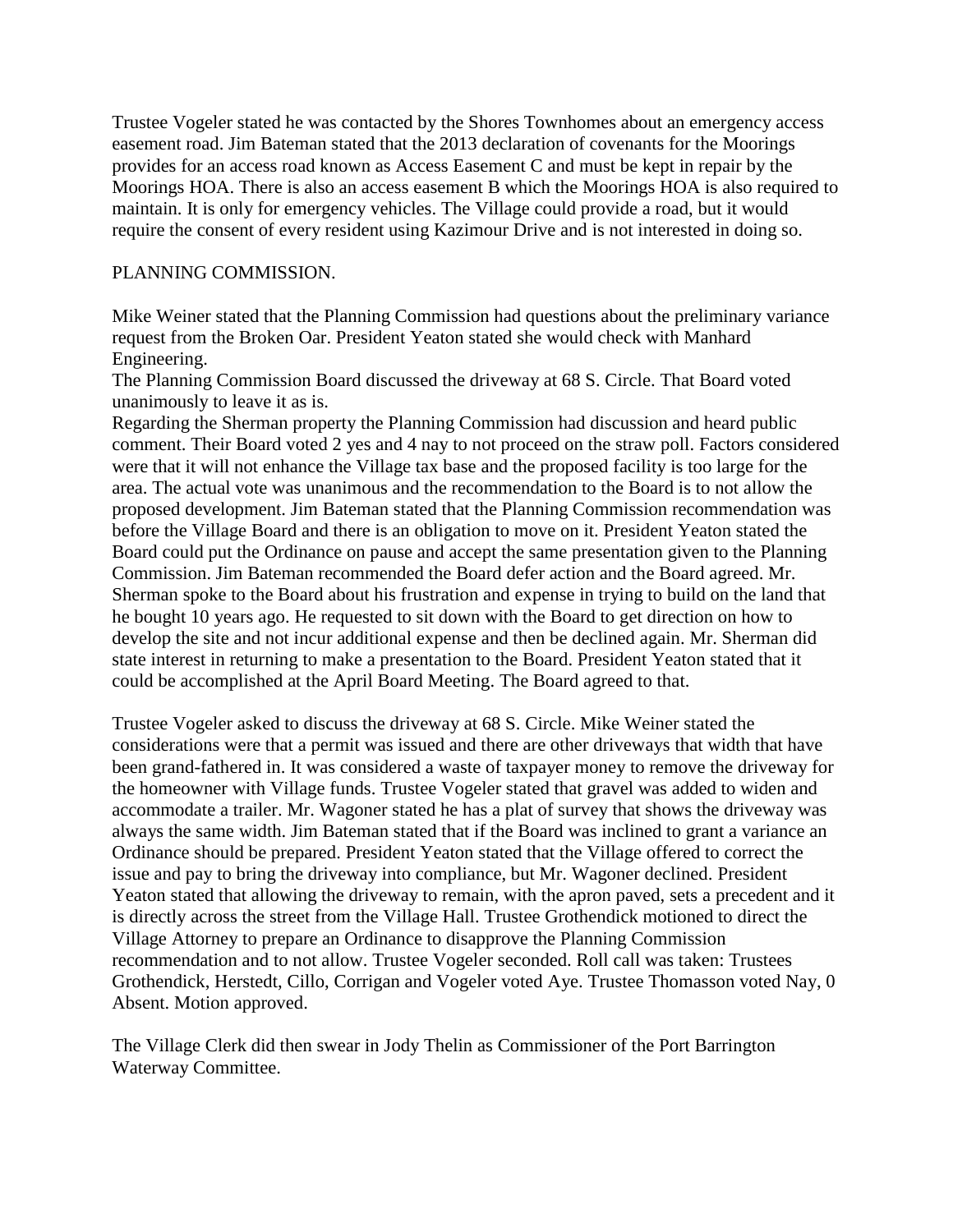Trustee Vogeler stated he was contacted by the Shores Townhomes about an emergency access easement road. Jim Bateman stated that the 2013 declaration of covenants for the Moorings provides for an access road known as Access Easement C and must be kept in repair by the Moorings HOA. There is also an access easement B which the Moorings HOA is also required to maintain. It is only for emergency vehicles. The Village could provide a road, but it would require the consent of every resident using Kazimour Drive and is not interested in doing so.

PLANNING COMMISSION.

Mike Weiner stated that the Planning Commission had questions about the preliminary variance request from the Broken Oar. President Yeaton stated she would check with Manhard Engineering.
The Planning Commission Board discussed the driveway at 68 S. Circle. That Board voted unanimously to leave it as is.
Regarding the Sherman property the Planning Commission had discussion and heard public comment. Their Board voted 2 yes and 4 nay to not proceed on the straw poll. Factors considered were that it will not enhance the Village tax base and the proposed facility is too large for the area. The actual vote was unanimous and the recommendation to the Board is to not allow the proposed development. Jim Bateman stated that the Planning Commission recommendation was before the Village Board and there is an obligation to move on it. President Yeaton stated the Board could put the Ordinance on pause and accept the same presentation given to the Planning Commission. Jim Bateman recommended the Board defer action and the Board agreed. Mr. Sherman spoke to the Board about his frustration and expense in trying to build on the land that he bought 10 years ago. He requested to sit down with the Board to get direction on how to develop the site and not incur additional expense and then be declined again. Mr. Sherman did state interest in returning to make a presentation to the Board. President Yeaton stated that it could be accomplished at the April Board Meeting. The Board agreed to that.

Trustee Vogeler asked to discuss the driveway at 68 S. Circle. Mike Weiner stated the considerations were that a permit was issued and there are other driveways that width that have been grand-fathered in. It was considered a waste of taxpayer money to remove the driveway for the homeowner with Village funds. Trustee Vogeler stated that gravel was added to widen and accommodate a trailer. Mr. Wagoner stated he has a plat of survey that shows the driveway was always the same width. Jim Bateman stated that if the Board was inclined to grant a variance an Ordinance should be prepared. President Yeaton stated that the Village offered to correct the issue and pay to bring the driveway into compliance, but Mr. Wagoner declined. President Yeaton stated that allowing the driveway to remain, with the apron paved, sets a precedent and it is directly across the street from the Village Hall. Trustee Grothendick motioned to direct the Village Attorney to prepare an Ordinance to disapprove the Planning Commission recommendation and to not allow. Trustee Vogeler seconded. Roll call was taken: Trustees Grothendick, Herstedt, Cillo, Corrigan and Vogeler voted Aye. Trustee Thomasson voted Nay, 0 Absent. Motion approved.

The Village Clerk did then swear in Jody Thelin as Commissioner of the Port Barrington Waterway Committee.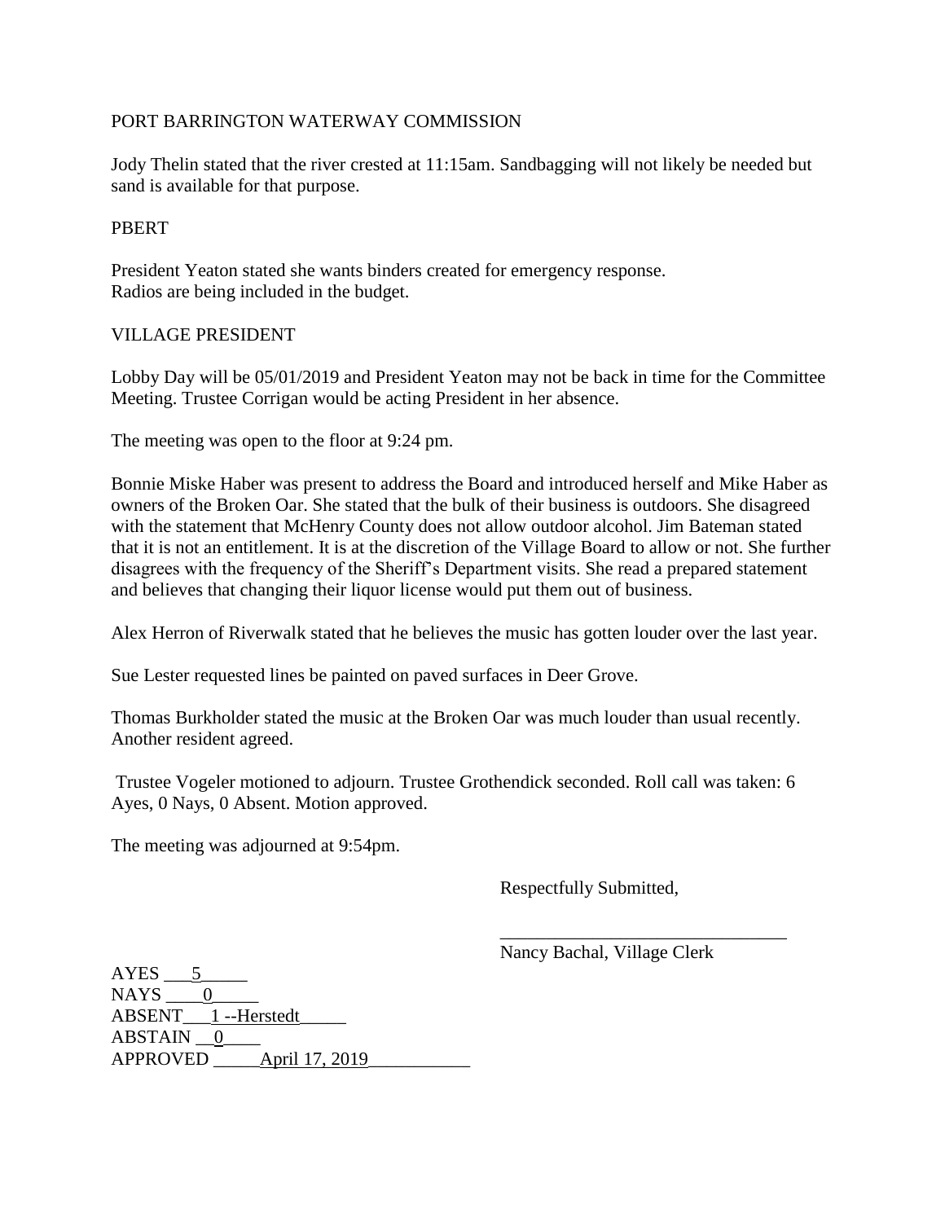PORT BARRINGTON WATERWAY COMMISSION

Jody Thelin stated that the river crested at 11:15am. Sandbagging will not likely be needed but sand is available for that purpose.

PBERT

President Yeaton stated she wants binders created for emergency response.
Radios are being included in the budget.

VILLAGE PRESIDENT

Lobby Day will be 05/01/2019 and President Yeaton may not be back in time for the Committee Meeting. Trustee Corrigan would be acting President in her absence.

The meeting was open to the floor at 9:24 pm.

Bonnie Miske Haber was present to address the Board and introduced herself and Mike Haber as owners of the Broken Oar. She stated that the bulk of their business is outdoors. She disagreed with the statement that McHenry County does not allow outdoor alcohol. Jim Bateman stated that it is not an entitlement. It is at the discretion of the Village Board to allow or not. She further disagrees with the frequency of the Sheriff's Department visits. She read a prepared statement and believes that changing their liquor license would put them out of business.

Alex Herron of Riverwalk stated that he believes the music has gotten louder over the last year.

Sue Lester requested lines be painted on paved surfaces in Deer Grove.

Thomas Burkholder stated the music at the Broken Oar was much louder than usual recently. Another resident agreed.

Trustee Vogeler motioned to adjourn. Trustee Grothendick seconded. Roll call was taken: 6 Ayes, 0 Nays, 0 Absent. Motion approved.

The meeting was adjourned at 9:54pm.

Respectfully Submitted,

_______________________________
Nancy Bachal, Village Clerk

AYES ___5_____
NAYS ____0_____
ABSENT___1 --Herstedt_____
ABSTAIN __0____
APPROVED _____April 17, 2019___________